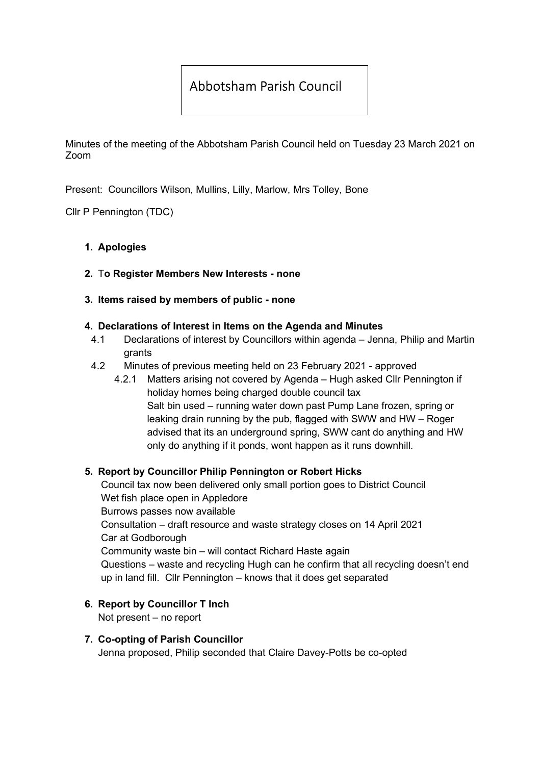# Abbotsham Parish Council

Minutes of the meeting of the Abbotsham Parish Council held on Tuesday 23 March 2021 on Zoom

Present: Councillors Wilson, Mullins, Lilly, Marlow, Mrs Tolley, Bone

Cllr P Pennington (TDC)

1. **Apologies**

2. **To Register Members New Interests - none**

3. **Items raised by members of public - none**

4. **Declarations of Interest in Items on the Agenda and Minutes**
   - 4.1 Declarations of interest by Councillors within agenda – Jenna, Philip and Martin grants
   - 4.2 Minutes of previous meeting held on 23 February 2021 - approved
     - 4.2.1 Matters arising not covered by Agenda – Hugh asked Cllr Pennington if holiday homes being charged double council tax
       Salt bin used – running water down past Pump Lane frozen, spring or leaking drain running by the pub, flagged with SWW and HW – Roger advised that its an underground spring, SWW cant do anything and HW only do anything if it ponds, wont happen as it runs downhill.

5. **Report by Councillor Philip Pennington or Robert Hicks**
   Council tax now been delivered only small portion goes to District Council
   Wet fish place open in Appledore
   Burrows passes now available
   Consultation – draft resource and waste strategy closes on 14 April 2021
   Car at Godborough
   Community waste bin – will contact Richard Haste again
   Questions – waste and recycling Hugh can he confirm that all recycling doesn't end up in land fill. Cllr Pennington – knows that it does get separated

6. **Report by Councillor T Inch**
   Not present – no report

7. **Co-opting of Parish Councillor**
   Jenna proposed, Philip seconded that Claire Davey-Potts be co-opted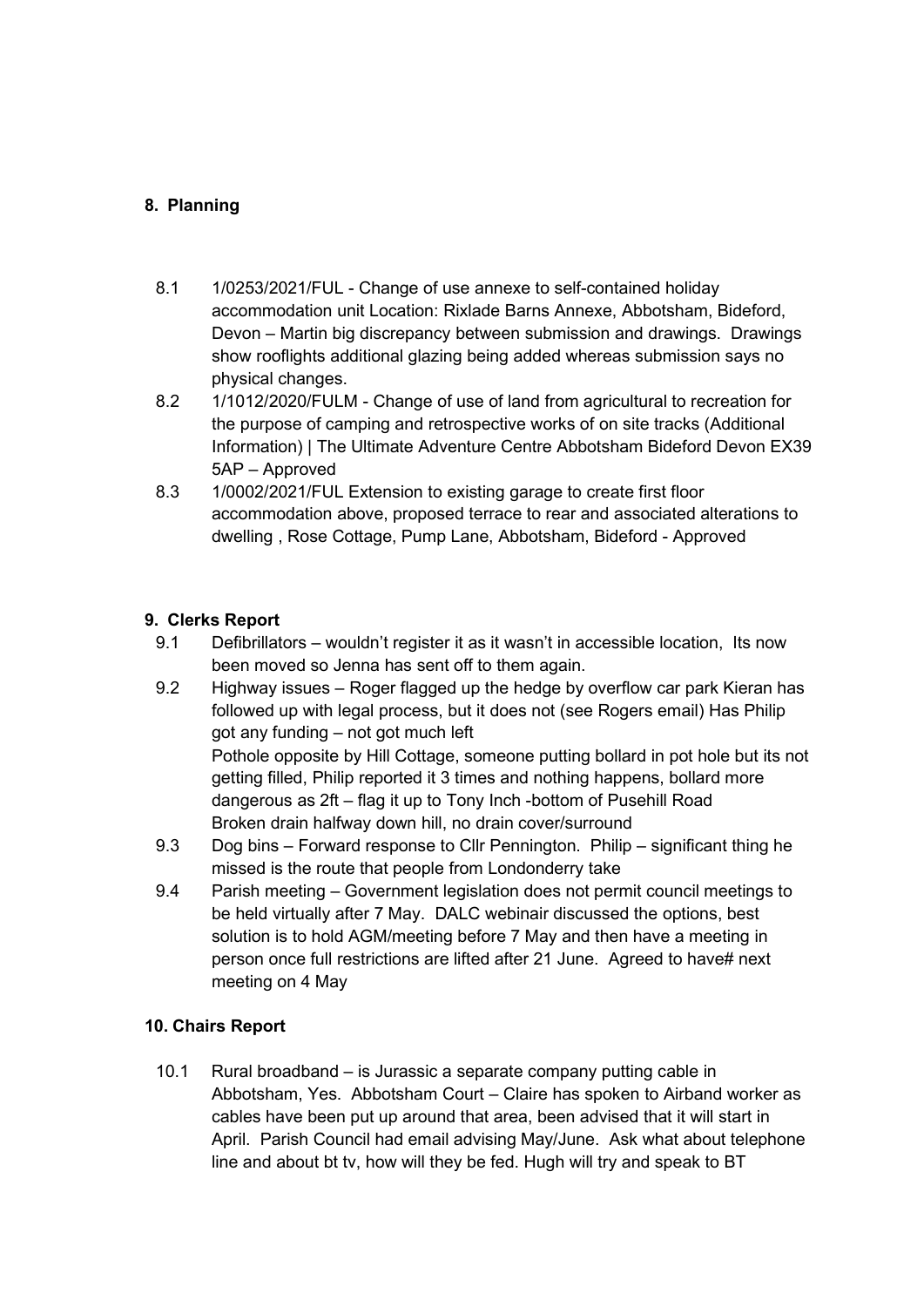## 8. Planning

- 8.1 1/0253/2021/FUL - Change of use annexe to self-contained holiday accommodation unit Location: Rixlade Barns Annexe, Abbotsham, Bideford, Devon – Martin big discrepancy between submission and drawings. Drawings show rooflights additional glazing being added whereas submission says no physical changes.
- 8.2 1/1012/2020/FULM - Change of use of land from agricultural to recreation for the purpose of camping and retrospective works of on site tracks (Additional Information) | The Ultimate Adventure Centre Abbotsham Bideford Devon EX39 5AP – Approved
- 8.3 1/0002/2021/FUL Extension to existing garage to create first floor accommodation above, proposed terrace to rear and associated alterations to dwelling , Rose Cottage, Pump Lane, Abbotsham, Bideford - Approved

## 9. Clerks Report

- 9.1 Defibrillators – wouldn't register it as it wasn't in accessible location, Its now been moved so Jenna has sent off to them again.
- 9.2 Highway issues – Roger flagged up the hedge by overflow car park Kieran has followed up with legal process, but it does not (see Rogers email) Has Philip got any funding – not got much left
  Pothole opposite by Hill Cottage, someone putting bollard in pot hole but its not getting filled, Philip reported it 3 times and nothing happens, bollard more dangerous as 2ft – flag it up to Tony Inch -bottom of Pusehill Road
  Broken drain halfway down hill, no drain cover/surround
- 9.3 Dog bins – Forward response to Cllr Pennington. Philip – significant thing he missed is the route that people from Londonderry take
- 9.4 Parish meeting – Government legislation does not permit council meetings to be held virtually after 7 May. DALC webinair discussed the options, best solution is to hold AGM/meeting before 7 May and then have a meeting in person once full restrictions are lifted after 21 June. Agreed to have# next meeting on 4 May

## 10. Chairs Report

- 10.1 Rural broadband – is Jurassic a separate company putting cable in Abbotsham, Yes. Abbotsham Court – Claire has spoken to Airband worker as cables have been put up around that area, been advised that it will start in April. Parish Council had email advising May/June. Ask what about telephone line and about bt tv, how will they be fed. Hugh will try and speak to BT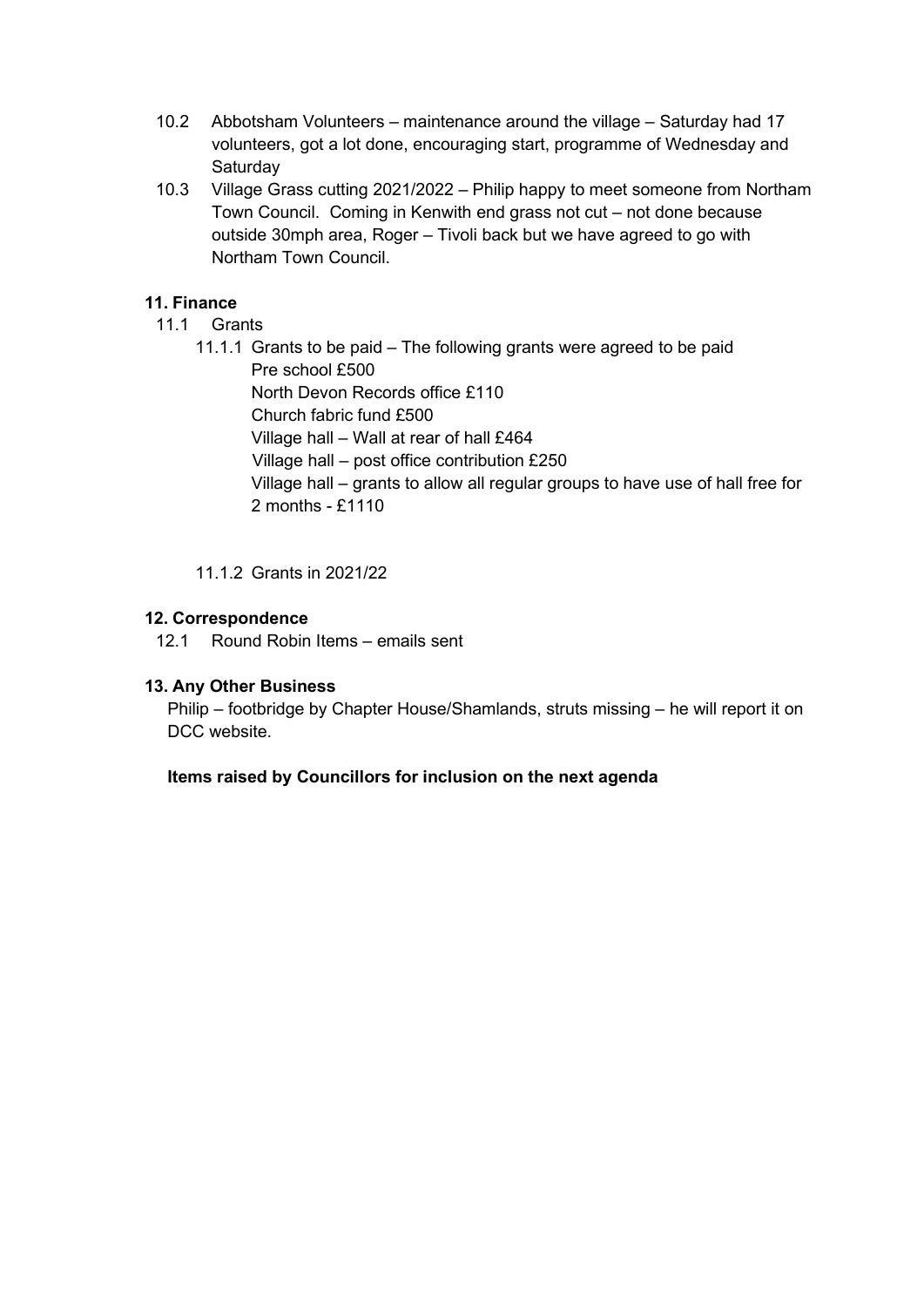10.2 Abbotsham Volunteers – maintenance around the village – Saturday had 17 volunteers, got a lot done, encouraging start, programme of Wednesday and Saturday

10.3 Village Grass cutting 2021/2022 – Philip happy to meet someone from Northam Town Council. Coming in Kenwith end grass not cut – not done because outside 30mph area, Roger – Tivoli back but we have agreed to go with Northam Town Council.

**11. Finance**

11.1 Grants

11.1.1 Grants to be paid – The following grants were agreed to be paid

Pre school £500

North Devon Records office £110

Church fabric fund £500

Village hall – Wall at rear of hall £464

Village hall – post office contribution £250

Village hall – grants to allow all regular groups to have use of hall free for 2 months - £1110

11.1.2 Grants in 2021/22

**12. Correspondence**

12.1 Round Robin Items – emails sent

**13. Any Other Business**

Philip – footbridge by Chapter House/Shamlands, struts missing – he will report it on DCC website.

**Items raised by Councillors for inclusion on the next agenda**